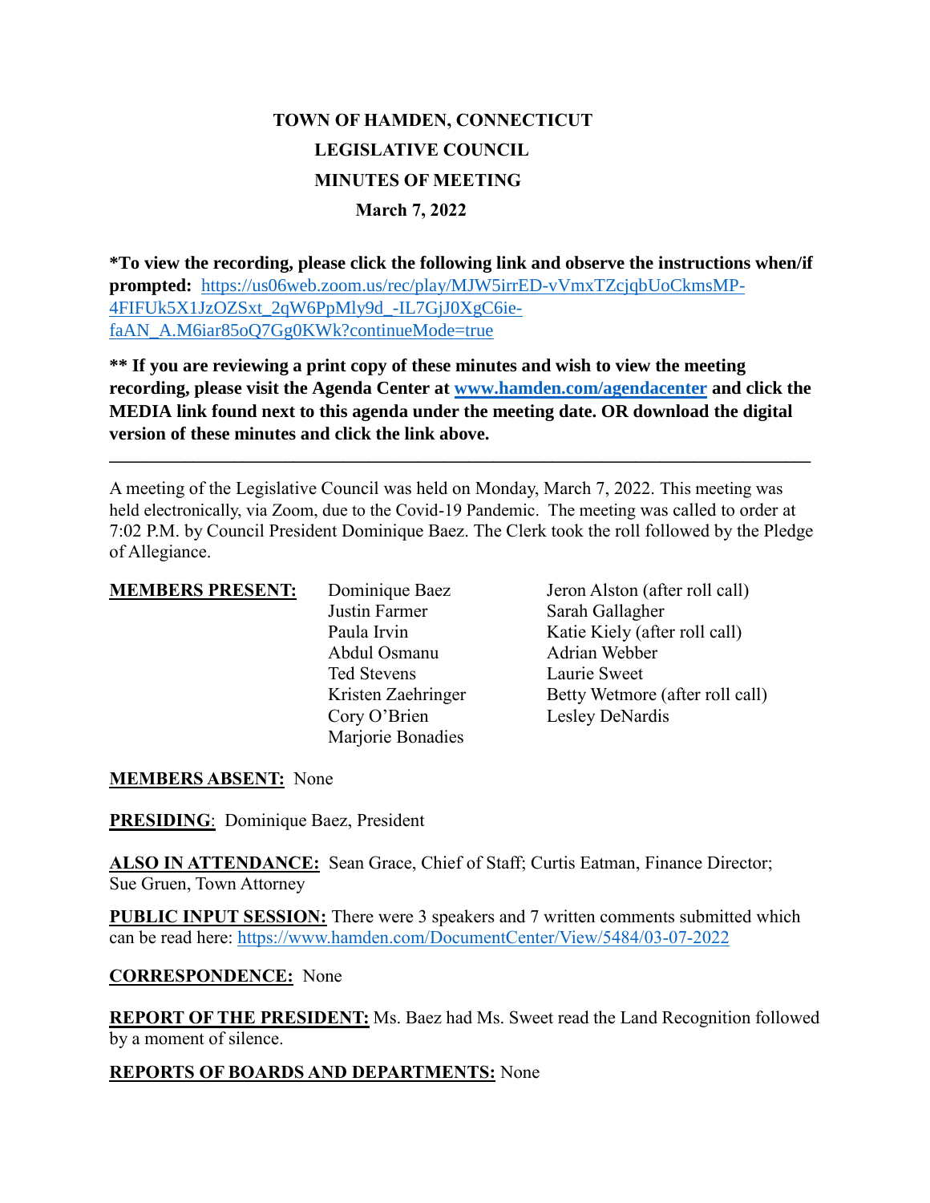# TOWN OF HAMDEN, CONNECTICUT
## LEGISLATIVE COUNCIL
## MINUTES OF MEETING
### March 7, 2022

**\*To view the recording, please click the following link and observe the instructions when/if prompted:** https://us06web.zoom.us/rec/play/MJW5irrED-vVmxTZcjqbUoCkmsMP-4FIFUk5X1JzOZSxt_2qW6PpMly9d_-IL7GjJ0XgC6ie-faAN_A.M6iar85oQ7Gg0KWk?continueMode=true

**\*\* If you are reviewing a print copy of these minutes and wish to view the meeting recording, please visit the Agenda Center at www.hamden.com/agendacenter and click the MEDIA link found next to this agenda under the meeting date. OR download the digital version of these minutes and click the link above.**

---

A meeting of the Legislative Council was held on Monday, March 7, 2022. This meeting was held electronically, via Zoom, due to the Covid-19 Pandemic. The meeting was called to order at 7:02 P.M. by Council President Dominique Baez. The Clerk took the roll followed by the Pledge of Allegiance.

**MEMBERS PRESENT:**

| | |
|---|---|
| Dominique Baez | Jeron Alston (after roll call) |
| Justin Farmer | Sarah Gallagher |
| Paula Irvin | Katie Kiely (after roll call) |
| Abdul Osmanu | Adrian Webber |
| Ted Stevens | Laurie Sweet |
| Kristen Zaehringer | Betty Wetmore (after roll call) |
| Cory O'Brien | Lesley DeNardis |
| Marjorie Bonadies | |

**MEMBERS ABSENT:** None

**PRESIDING**: Dominique Baez, President

**ALSO IN ATTENDANCE:** Sean Grace, Chief of Staff; Curtis Eatman, Finance Director; Sue Gruen, Town Attorney

**PUBLIC INPUT SESSION:** There were 3 speakers and 7 written comments submitted which can be read here: https://www.hamden.com/DocumentCenter/View/5484/03-07-2022

**CORRESPONDENCE:** None

**REPORT OF THE PRESIDENT:** Ms. Baez had Ms. Sweet read the Land Recognition followed by a moment of silence.

**REPORTS OF BOARDS AND DEPARTMENTS:** None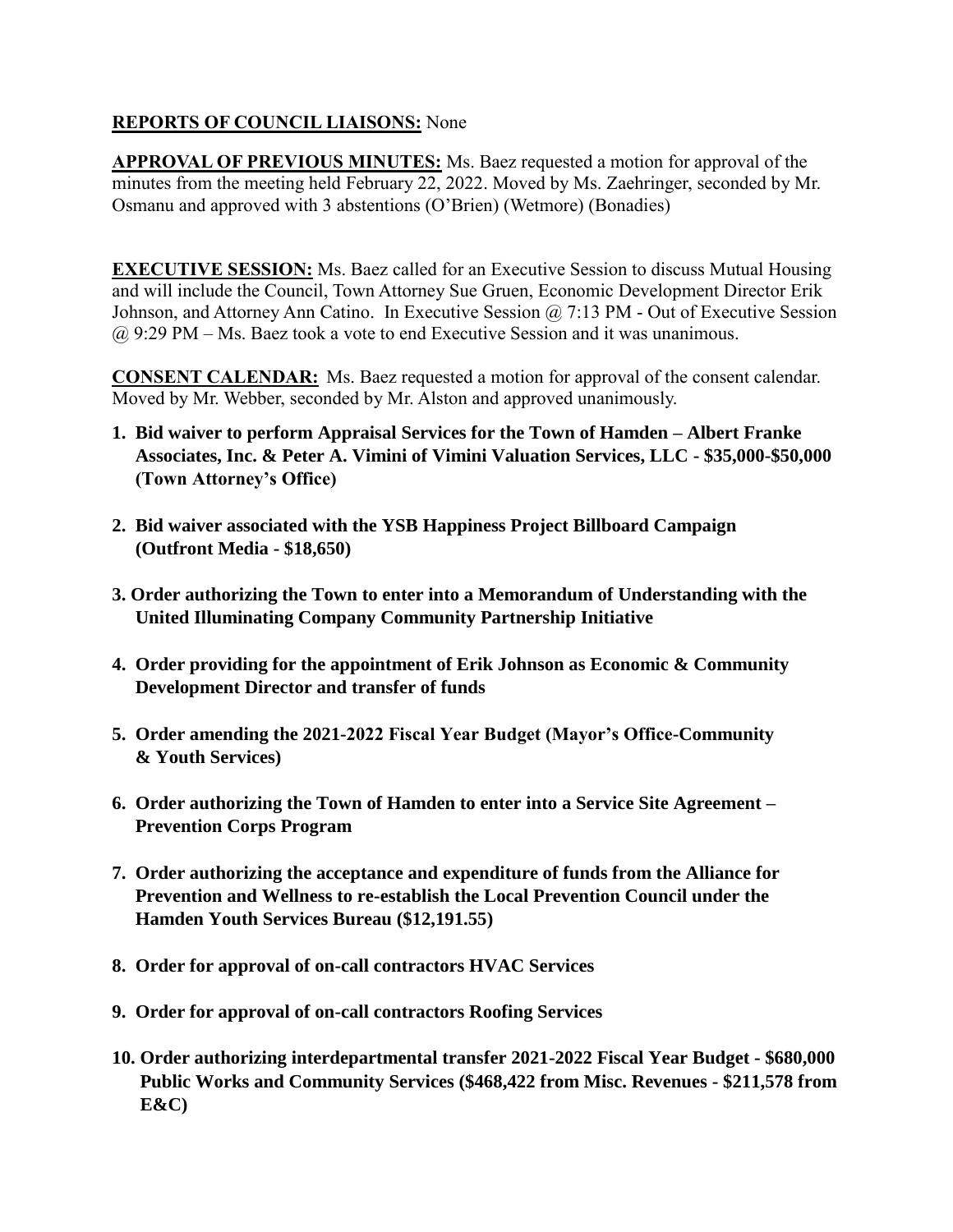**REPORTS OF COUNCIL LIAISONS:** None

**APPROVAL OF PREVIOUS MINUTES:** Ms. Baez requested a motion for approval of the minutes from the meeting held February 22, 2022. Moved by Ms. Zaehringer, seconded by Mr. Osmanu and approved with 3 abstentions (O'Brien) (Wetmore) (Bonadies)

**EXECUTIVE SESSION:** Ms. Baez called for an Executive Session to discuss Mutual Housing and will include the Council, Town Attorney Sue Gruen, Economic Development Director Erik Johnson, and Attorney Ann Catino. In Executive Session @ 7:13 PM - Out of Executive Session @ 9:29 PM – Ms. Baez took a vote to end Executive Session and it was unanimous.

**CONSENT CALENDAR:** Ms. Baez requested a motion for approval of the consent calendar. Moved by Mr. Webber, seconded by Mr. Alston and approved unanimously.

1. **Bid waiver to perform Appraisal Services for the Town of Hamden – Albert Franke Associates, Inc. & Peter A. Vimini of Vimini Valuation Services, LLC - $35,000-$50,000 (Town Attorney's Office)**

2. **Bid waiver associated with the YSB Happiness Project Billboard Campaign (Outfront Media - $18,650)**

3. **Order authorizing the Town to enter into a Memorandum of Understanding with the United Illuminating Company Community Partnership Initiative**

4. **Order providing for the appointment of Erik Johnson as Economic & Community Development Director and transfer of funds**

5. **Order amending the 2021-2022 Fiscal Year Budget (Mayor's Office-Community & Youth Services)**

6. **Order authorizing the Town of Hamden to enter into a Service Site Agreement – Prevention Corps Program**

7. **Order authorizing the acceptance and expenditure of funds from the Alliance for Prevention and Wellness to re-establish the Local Prevention Council under the Hamden Youth Services Bureau ($12,191.55)**

8. **Order for approval of on-call contractors HVAC Services**

9. **Order for approval of on-call contractors Roofing Services**

10. **Order authorizing interdepartmental transfer 2021-2022 Fiscal Year Budget - $680,000 Public Works and Community Services ($468,422 from Misc. Revenues - $211,578 from E&C)**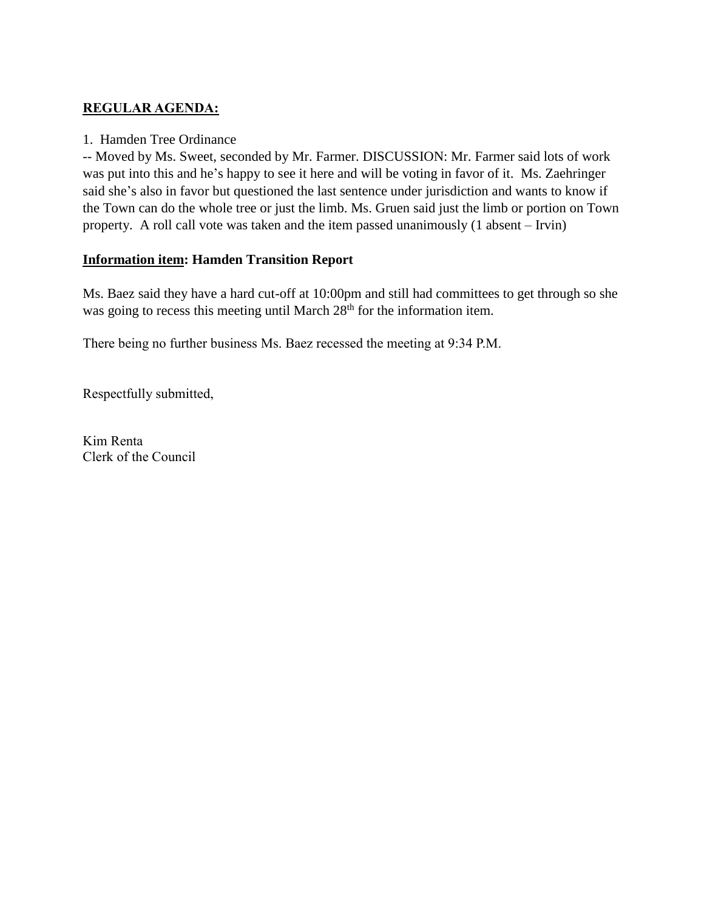**<u>REGULAR AGENDA:</u>**

1. Hamden Tree Ordinance

-- Moved by Ms. Sweet, seconded by Mr. Farmer. DISCUSSION: Mr. Farmer said lots of work was put into this and he's happy to see it here and will be voting in favor of it. Ms. Zaehringer said she's also in favor but questioned the last sentence under jurisdiction and wants to know if the Town can do the whole tree or just the limb. Ms. Gruen said just the limb or portion on Town property. A roll call vote was taken and the item passed unanimously (1 absent – Irvin)

**<u>Information item</u>: Hamden Transition Report**

Ms. Baez said they have a hard cut-off at 10:00pm and still had committees to get through so she was going to recess this meeting until March 28th for the information item.

There being no further business Ms. Baez recessed the meeting at 9:34 P.M.

Respectfully submitted,

Kim Renta
Clerk of the Council